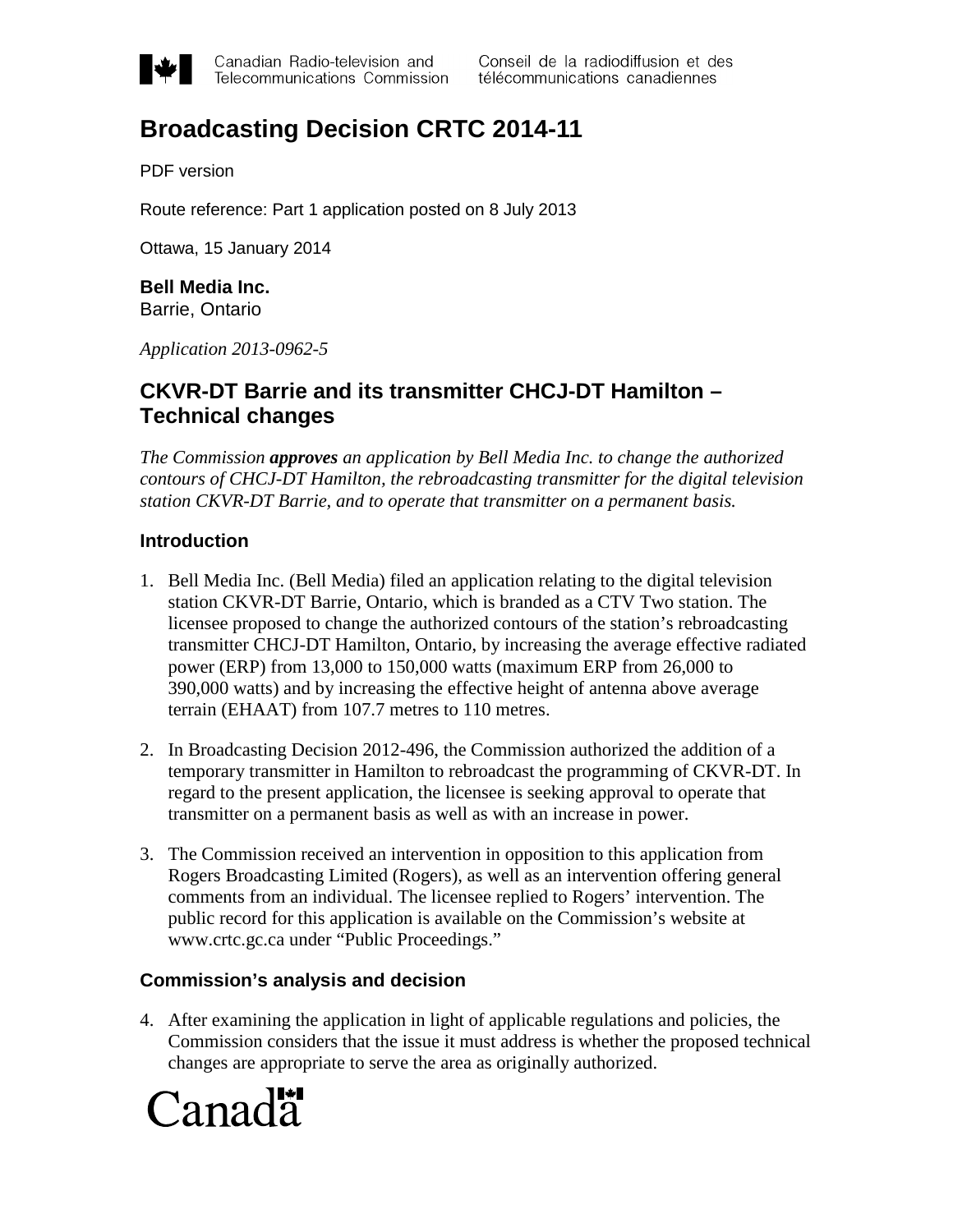Canadian Radio-television and Telecommunications Commission — Conseil de la radiodiffusion et des télécommunications canadiennes

# Broadcasting Decision CRTC 2014-11

PDF version

Route reference: Part 1 application posted on 8 July 2013

Ottawa, 15 January 2014

**Bell Media Inc.**
Barrie, Ontario

*Application 2013-0962-5*

## CKVR-DT Barrie and its transmitter CHCJ-DT Hamilton – Technical changes

*The Commission* ***approves*** *an application by Bell Media Inc. to change the authorized contours of CHCJ-DT Hamilton, the rebroadcasting transmitter for the digital television station CKVR-DT Barrie, and to operate that transmitter on a permanent basis.*

### Introduction

1. Bell Media Inc. (Bell Media) filed an application relating to the digital television station CKVR-DT Barrie, Ontario, which is branded as a CTV Two station. The licensee proposed to change the authorized contours of the station's rebroadcasting transmitter CHCJ-DT Hamilton, Ontario, by increasing the average effective radiated power (ERP) from 13,000 to 150,000 watts (maximum ERP from 26,000 to 390,000 watts) and by increasing the effective height of antenna above average terrain (EHAAT) from 107.7 metres to 110 metres.

2. In Broadcasting Decision 2012-496, the Commission authorized the addition of a temporary transmitter in Hamilton to rebroadcast the programming of CKVR-DT. In regard to the present application, the licensee is seeking approval to operate that transmitter on a permanent basis as well as with an increase in power.

3. The Commission received an intervention in opposition to this application from Rogers Broadcasting Limited (Rogers), as well as an intervention offering general comments from an individual. The licensee replied to Rogers' intervention. The public record for this application is available on the Commission's website at www.crtc.gc.ca under "Public Proceedings."

### Commission's analysis and decision

4. After examining the application in light of applicable regulations and policies, the Commission considers that the issue it must address is whether the proposed technical changes are appropriate to serve the area as originally authorized.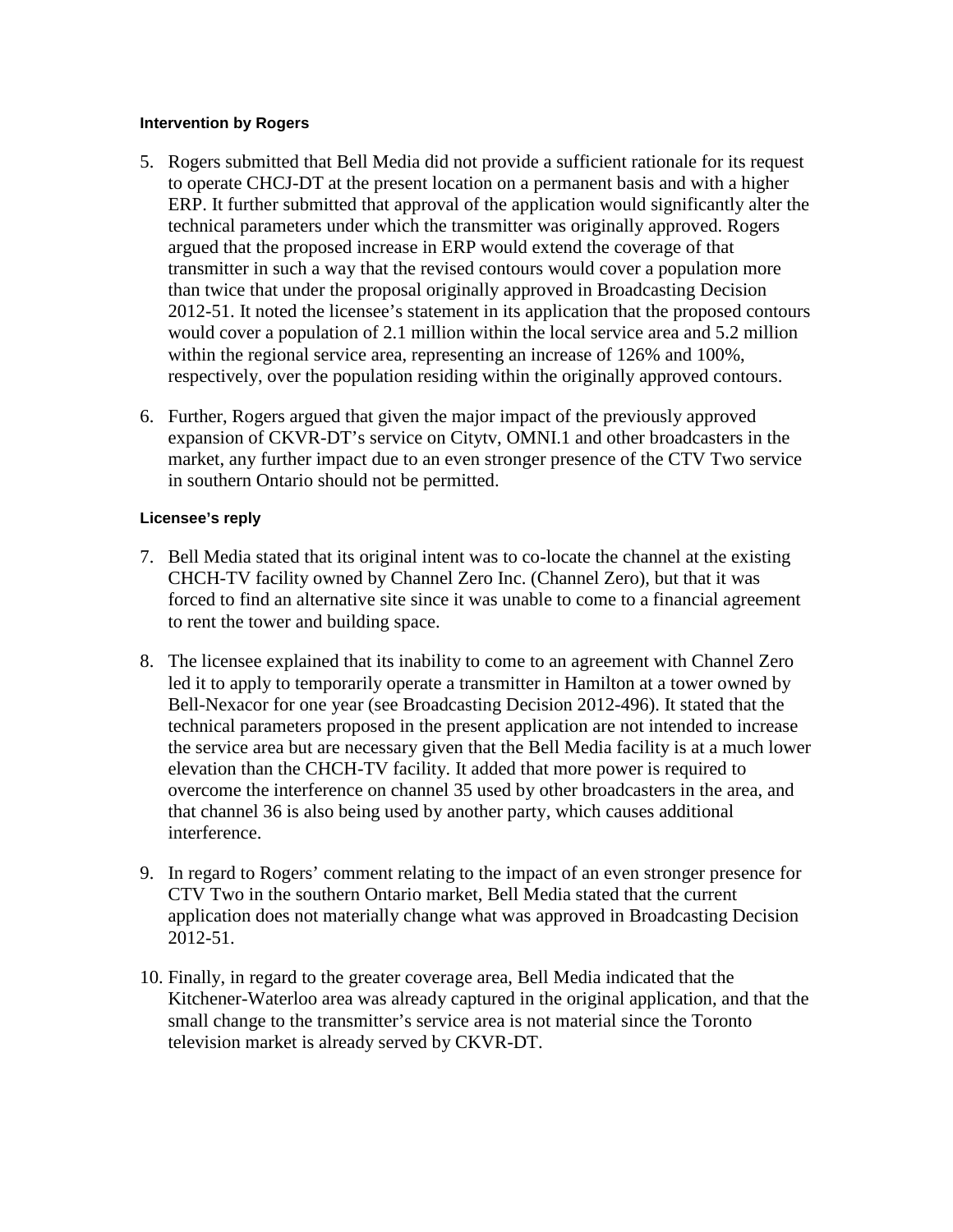#### Intervention by Rogers

5. Rogers submitted that Bell Media did not provide a sufficient rationale for its request to operate CHCJ-DT at the present location on a permanent basis and with a higher ERP. It further submitted that approval of the application would significantly alter the technical parameters under which the transmitter was originally approved. Rogers argued that the proposed increase in ERP would extend the coverage of that transmitter in such a way that the revised contours would cover a population more than twice that under the proposal originally approved in Broadcasting Decision 2012-51. It noted the licensee's statement in its application that the proposed contours would cover a population of 2.1 million within the local service area and 5.2 million within the regional service area, representing an increase of 126% and 100%, respectively, over the population residing within the originally approved contours.

6. Further, Rogers argued that given the major impact of the previously approved expansion of CKVR-DT's service on Citytv, OMNI.1 and other broadcasters in the market, any further impact due to an even stronger presence of the CTV Two service in southern Ontario should not be permitted.

#### Licensee's reply

7. Bell Media stated that its original intent was to co-locate the channel at the existing CHCH-TV facility owned by Channel Zero Inc. (Channel Zero), but that it was forced to find an alternative site since it was unable to come to a financial agreement to rent the tower and building space.

8. The licensee explained that its inability to come to an agreement with Channel Zero led it to apply to temporarily operate a transmitter in Hamilton at a tower owned by Bell-Nexacor for one year (see Broadcasting Decision 2012-496). It stated that the technical parameters proposed in the present application are not intended to increase the service area but are necessary given that the Bell Media facility is at a much lower elevation than the CHCH-TV facility. It added that more power is required to overcome the interference on channel 35 used by other broadcasters in the area, and that channel 36 is also being used by another party, which causes additional interference.

9. In regard to Rogers' comment relating to the impact of an even stronger presence for CTV Two in the southern Ontario market, Bell Media stated that the current application does not materially change what was approved in Broadcasting Decision 2012-51.

10. Finally, in regard to the greater coverage area, Bell Media indicated that the Kitchener-Waterloo area was already captured in the original application, and that the small change to the transmitter's service area is not material since the Toronto television market is already served by CKVR-DT.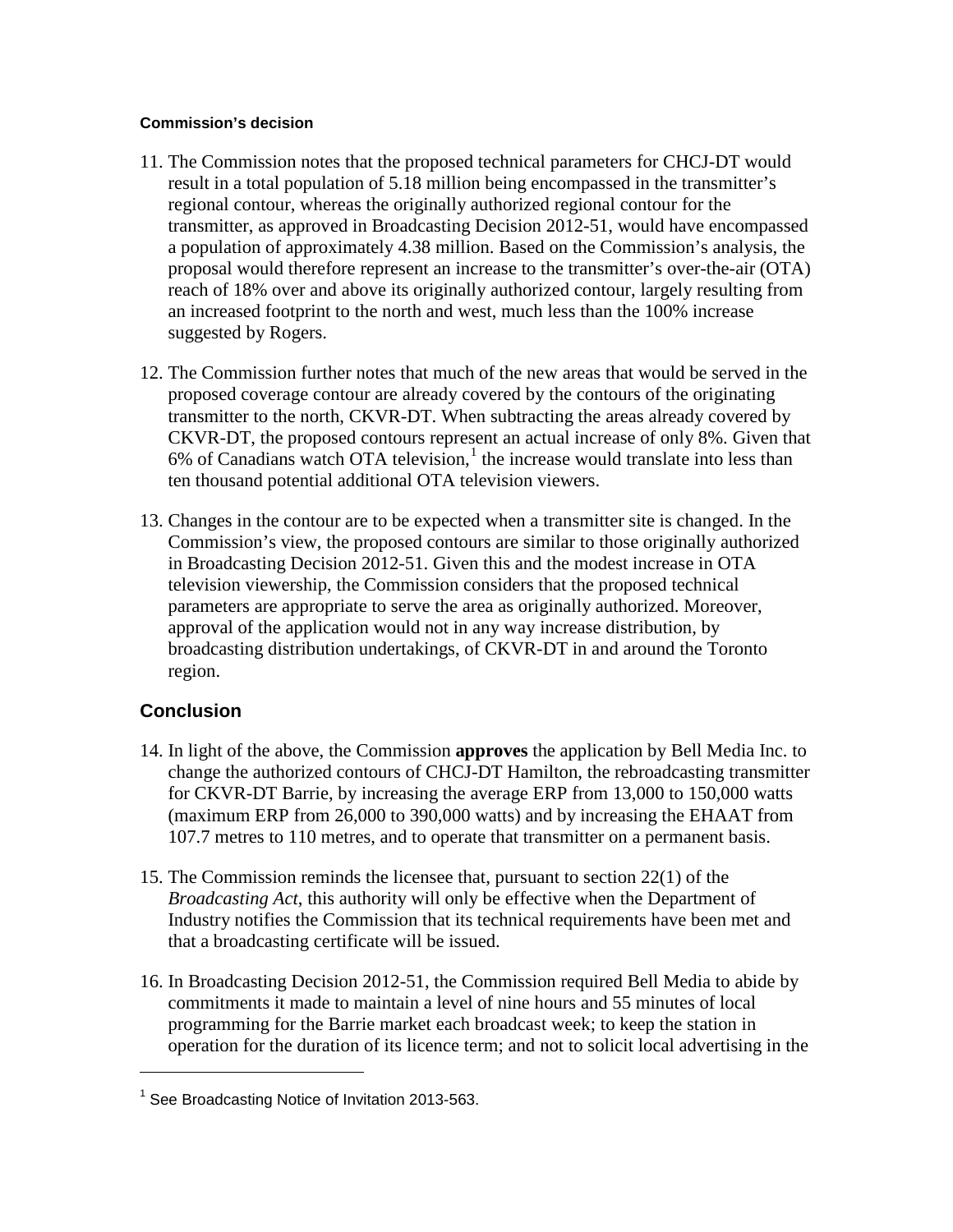#### Commission's decision

11. The Commission notes that the proposed technical parameters for CHCJ-DT would result in a total population of 5.18 million being encompassed in the transmitter's regional contour, whereas the originally authorized regional contour for the transmitter, as approved in Broadcasting Decision 2012-51, would have encompassed a population of approximately 4.38 million. Based on the Commission's analysis, the proposal would therefore represent an increase to the transmitter's over-the-air (OTA) reach of 18% over and above its originally authorized contour, largely resulting from an increased footprint to the north and west, much less than the 100% increase suggested by Rogers.

12. The Commission further notes that much of the new areas that would be served in the proposed coverage contour are already covered by the contours of the originating transmitter to the north, CKVR-DT. When subtracting the areas already covered by CKVR-DT, the proposed contours represent an actual increase of only 8%. Given that 6% of Canadians watch OTA television,[1] the increase would translate into less than ten thousand potential additional OTA television viewers.

13. Changes in the contour are to be expected when a transmitter site is changed. In the Commission's view, the proposed contours are similar to those originally authorized in Broadcasting Decision 2012-51. Given this and the modest increase in OTA television viewership, the Commission considers that the proposed technical parameters are appropriate to serve the area as originally authorized. Moreover, approval of the application would not in any way increase distribution, by broadcasting distribution undertakings, of CKVR-DT in and around the Toronto region.

### Conclusion

14. In light of the above, the Commission **approves** the application by Bell Media Inc. to change the authorized contours of CHCJ-DT Hamilton, the rebroadcasting transmitter for CKVR-DT Barrie, by increasing the average ERP from 13,000 to 150,000 watts (maximum ERP from 26,000 to 390,000 watts) and by increasing the EHAAT from 107.7 metres to 110 metres, and to operate that transmitter on a permanent basis.

15. The Commission reminds the licensee that, pursuant to section 22(1) of the *Broadcasting Act*, this authority will only be effective when the Department of Industry notifies the Commission that its technical requirements have been met and that a broadcasting certificate will be issued.

16. In Broadcasting Decision 2012-51, the Commission required Bell Media to abide by commitments it made to maintain a level of nine hours and 55 minutes of local programming for the Barrie market each broadcast week; to keep the station in operation for the duration of its licence term; and not to solicit local advertising in the

---

[1] See Broadcasting Notice of Invitation 2013-563.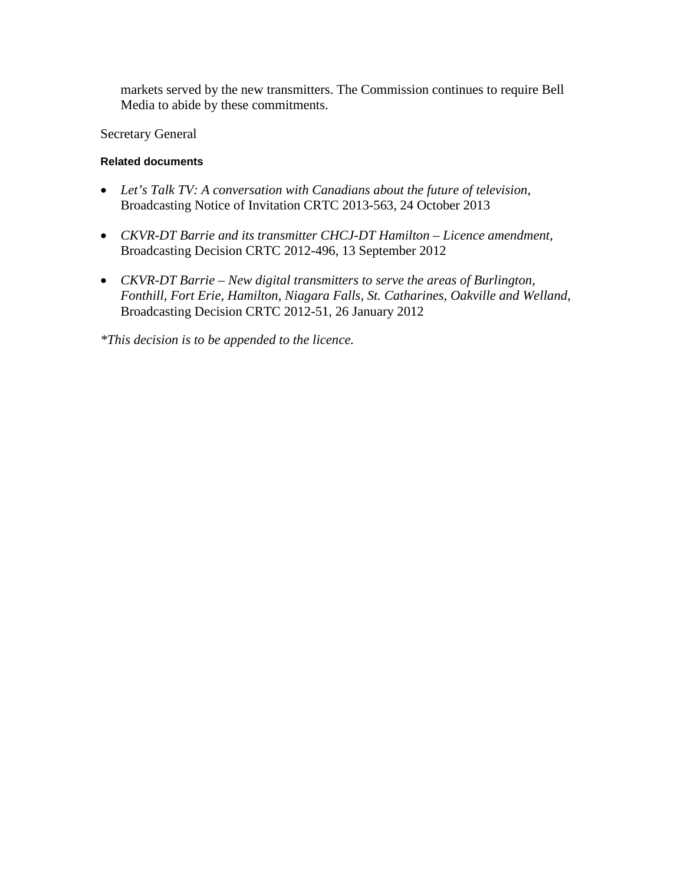markets served by the new transmitters. The Commission continues to require Bell Media to abide by these commitments.

Secretary General

**Related documents**

- *Let's Talk TV: A conversation with Canadians about the future of television*, Broadcasting Notice of Invitation CRTC 2013-563, 24 October 2013
- *CKVR-DT Barrie and its transmitter CHCJ-DT Hamilton – Licence amendment*, Broadcasting Decision CRTC 2012-496, 13 September 2012
- *CKVR-DT Barrie – New digital transmitters to serve the areas of Burlington, Fonthill, Fort Erie, Hamilton, Niagara Falls, St. Catharines, Oakville and Welland*, Broadcasting Decision CRTC 2012-51, 26 January 2012

*\*This decision is to be appended to the licence.*